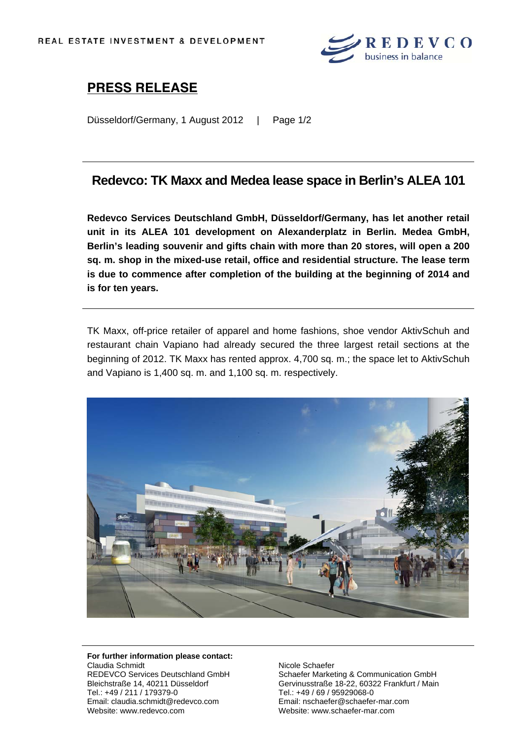REAL ESTATE INVESTMENT & DEVELOPMENT

REDEVCO business in balance

# PRESS RELEASE

Düsseldorf/Germany, 1 August 2012 | Page 1/2

## Redevco: TK Maxx and Medea lease space in Berlin's ALEA 101

**Redevco Services Deutschland GmbH, Düsseldorf/Germany, has let another retail unit in its ALEA 101 development on Alexanderplatz in Berlin. Medea GmbH, Berlin's leading souvenir and gifts chain with more than 20 stores, will open a 200 sq. m. shop in the mixed-use retail, office and residential structure. The lease term is due to commence after completion of the building at the beginning of 2014 and is for ten years.**

TK Maxx, off-price retailer of apparel and home fashions, shoe vendor AktivSchuh and restaurant chain Vapiano had already secured the three largest retail sections at the beginning of 2012. TK Maxx has rented approx. 4,700 sq. m.; the space let to AktivSchuh and Vapiano is 1,400 sq. m. and 1,100 sq. m. respectively.

**For further information please contact:**

Claudia Schmidt
REDEVCO Services Deutschland GmbH
Bleichstraße 14, 40211 Düsseldorf
Tel.: +49 / 211 / 179379-0
Email: claudia.schmidt@redevco.com
Website: www.redevco.com

Nicole Schaefer
Schaefer Marketing & Communication GmbH
Gervinusstraße 18-22, 60322 Frankfurt / Main
Tel.: +49 / 69 / 95929068-0
Email: nschaefer@schaefer-mar.com
Website: www.schaefer-mar.com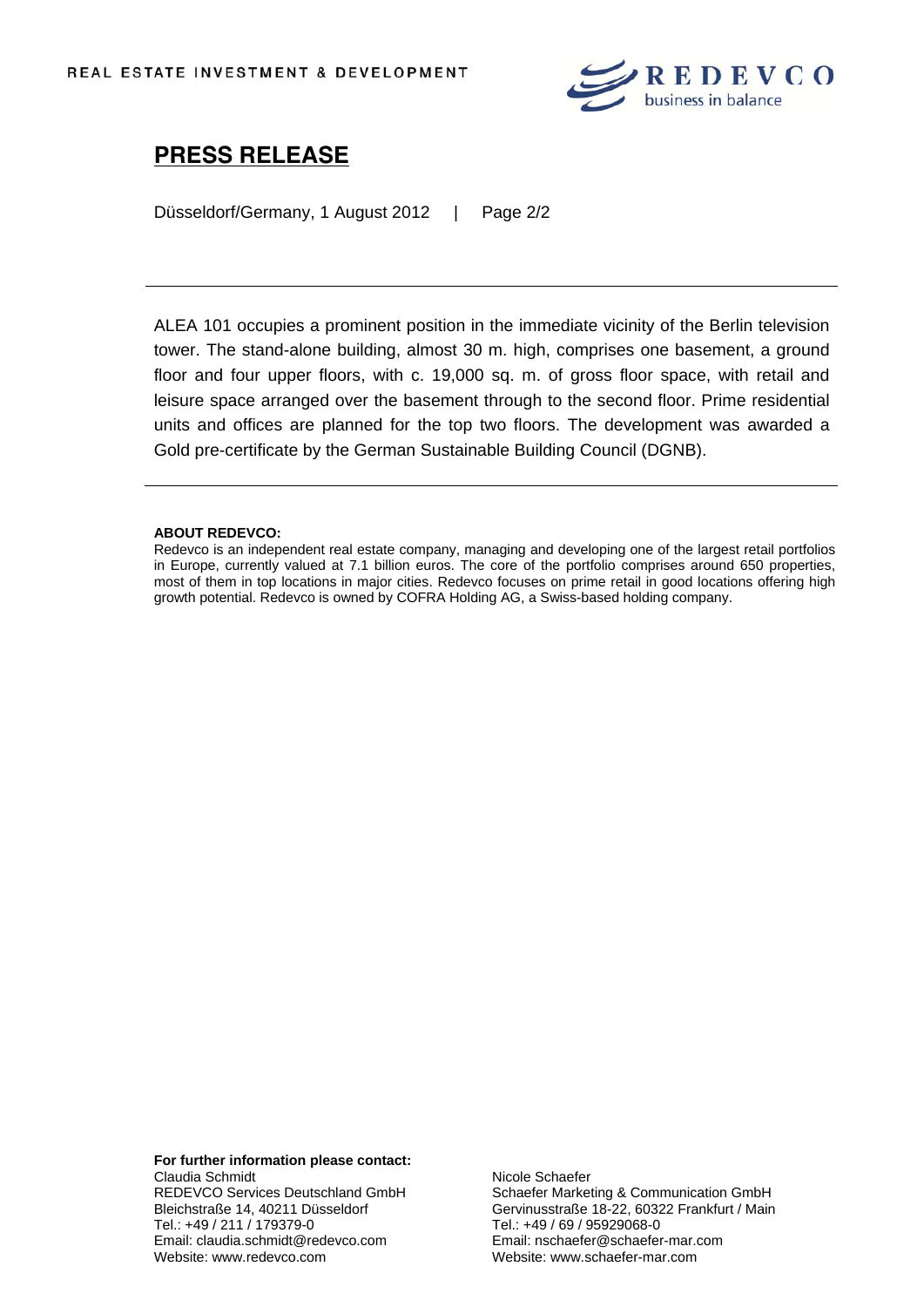ALEA 101 occupies a prominent position in the immediate vicinity of the Berlin television tower. The stand-alone building, almost 30 m. high, comprises one basement, a ground floor and four upper floors, with c. 19,000 sq. m. of gross floor space, with retail and leisure space arranged over the basement through to the second floor. Prime residential units and offices are planned for the top two floors. The development was awarded a Gold pre-certificate by the German Sustainable Building Council (DGNB).

---

**ABOUT REDEVCO:**

Redevco is an independent real estate company, managing and developing one of the largest retail portfolios in Europe, currently valued at 7.1 billion euros. The core of the portfolio comprises around 650 properties, most of them in top locations in major cities. Redevco focuses on prime retail in good locations offering high growth potential. Redevco is owned by COFRA Holding AG, a Swiss-based holding company.

**For further information please contact:**

Claudia Schmidt
REDEVCO Services Deutschland GmbH
Bleichstraße 14, 40211 Düsseldorf
Tel.: +49 / 211 / 179379-0
Email: claudia.schmidt@redevco.com
Website: www.redevco.com

Nicole Schaefer
Schaefer Marketing & Communication GmbH
Gervinusstraße 18-22, 60322 Frankfurt / Main
Tel.: +49 / 69 / 95929068-0
Email: nschaefer@schaefer-mar.com
Website: www.schaefer-mar.com